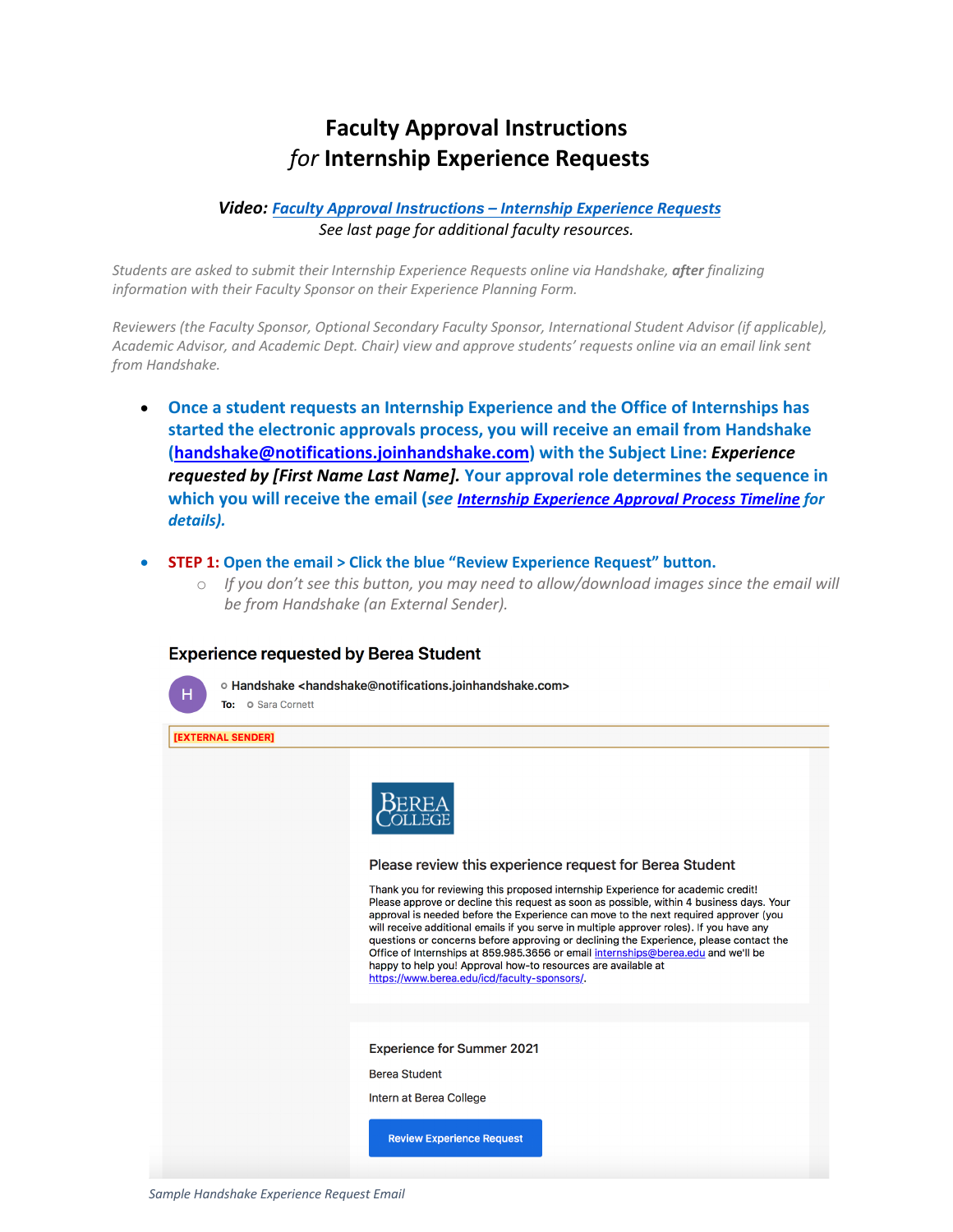# Faculty Approval Instructions
# *for* Internship Experience Requests

***Video: Faculty Approval Instructions – Internship Experience Requests***
*See last page for additional faculty resources.*

*Students are asked to submit their Internship Experience Requests online via Handshake, **after** finalizing information with their Faculty Sponsor on their Experience Planning Form.*

*Reviewers (the Faculty Sponsor, Optional Secondary Faculty Sponsor, International Student Advisor (if applicable), Academic Advisor, and Academic Dept. Chair) view and approve students' requests online via an email link sent from Handshake.*

- **Once a student requests an Internship Experience and the Office of Internships has started the electronic approvals process, you will receive an email from Handshake (handshake@notifications.joinhandshake.com) with the Subject Line: *Experience requested by [First Name Last Name].* Your approval role determines the sequence in which you will receive the email (*see Internship Experience Approval Process Timeline for details).***

- **STEP 1: Open the email > Click the blue "Review Experience Request" button.**
  - *If you don't see this button, you may need to allow/download images since the email will be from Handshake (an External Sender).*

**Experience requested by Berea Student**

H Handshake <handshake@notifications.joinhandshake.com>
To: Sara Cornett

[EXTERNAL SENDER]

BEREA COLLEGE

Please review this experience request for Berea Student

Thank you for reviewing this proposed internship Experience for academic credit! Please approve or decline this request as soon as possible, within 4 business days. Your approval is needed before the Experience can move to the next required approver (you will receive additional emails if you serve in multiple approver roles). If you have any questions or concerns before approving or declining the Experience, please contact the Office of Internships at 859.985.3656 or email internships@berea.edu and we'll be happy to help you! Approval how-to resources are available at https://www.berea.edu/icd/faculty-sponsors/.

Experience for Summer 2021

Berea Student

Intern at Berea College

Review Experience Request

*Sample Handshake Experience Request Email*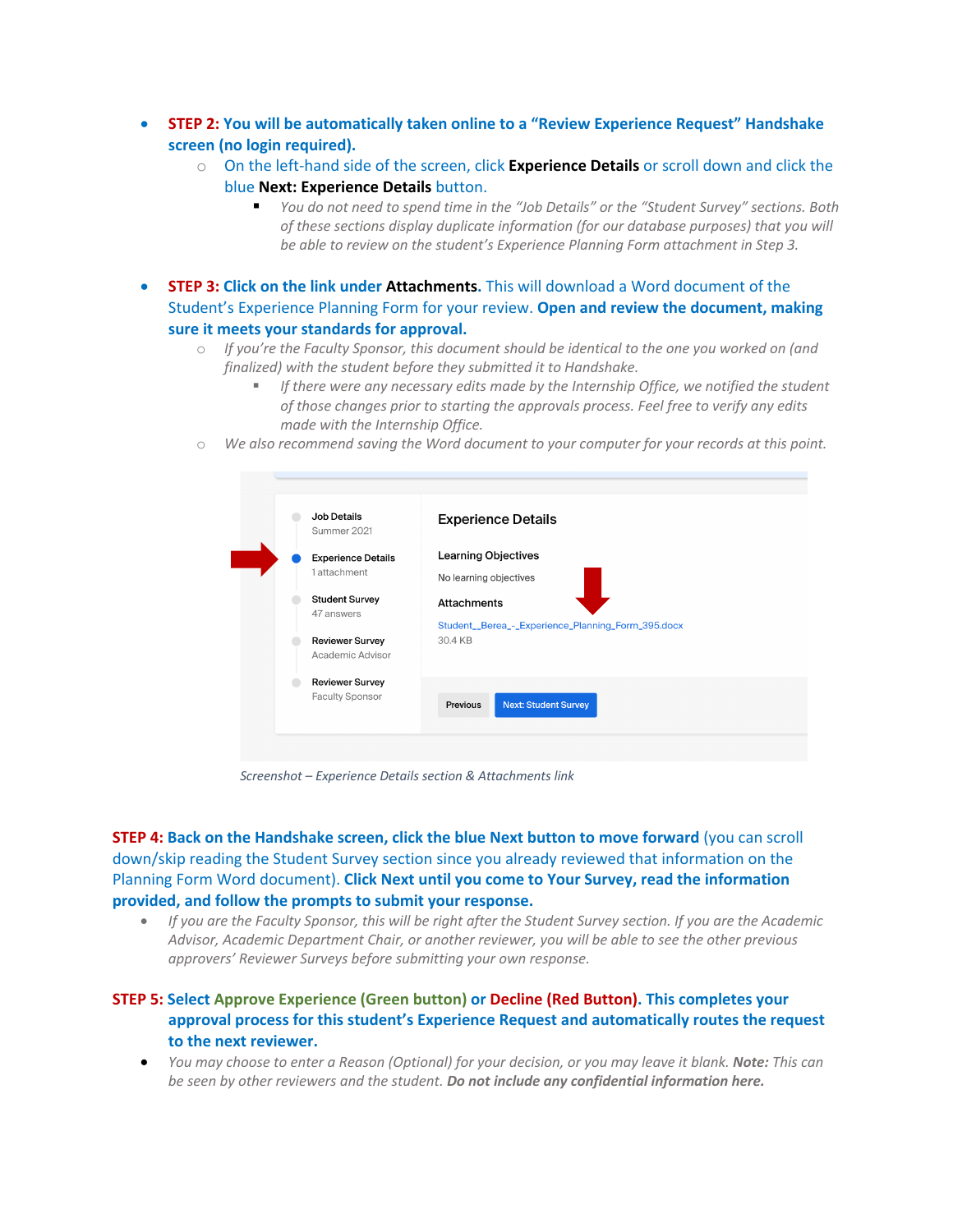- **STEP 2: You will be automatically taken online to a "Review Experience Request" Handshake screen (no login required).**
  - On the left-hand side of the screen, click **Experience Details** or scroll down and click the blue **Next: Experience Details** button.
    - *You do not need to spend time in the "Job Details" or the "Student Survey" sections. Both of these sections display duplicate information (for our database purposes) that you will be able to review on the student's Experience Planning Form attachment in Step 3.*

- **STEP 3: Click on the link under Attachments.** This will download a Word document of the Student's Experience Planning Form for your review. **Open and review the document, making sure it meets your standards for approval.**
  - *If you're the Faculty Sponsor, this document should be identical to the one you worked on (and finalized) with the student before they submitted it to Handshake.*
    - *If there were any necessary edits made by the Internship Office, we notified the student of those changes prior to starting the approvals process. Feel free to verify any edits made with the Internship Office.*
  - *We also recommend saving the Word document to your computer for your records at this point.*

*Screenshot – Experience Details section & Attachments link*

**STEP 4: Back on the Handshake screen, click the blue Next button to move forward** (you can scroll down/skip reading the Student Survey section since you already reviewed that information on the Planning Form Word document). **Click Next until you come to Your Survey, read the information provided, and follow the prompts to submit your response.**

- *If you are the Faculty Sponsor, this will be right after the Student Survey section. If you are the Academic Advisor, Academic Department Chair, or another reviewer, you will be able to see the other previous approvers' Reviewer Surveys before submitting your own response.*

**STEP 5: Select Approve Experience (Green button) or Decline (Red Button). This completes your approval process for this student's Experience Request and automatically routes the request to the next reviewer.**

- *You may choose to enter a Reason (Optional) for your decision, or you may leave it blank.* ***Note:*** *This can be seen by other reviewers and the student.* ***Do not include any confidential information here.***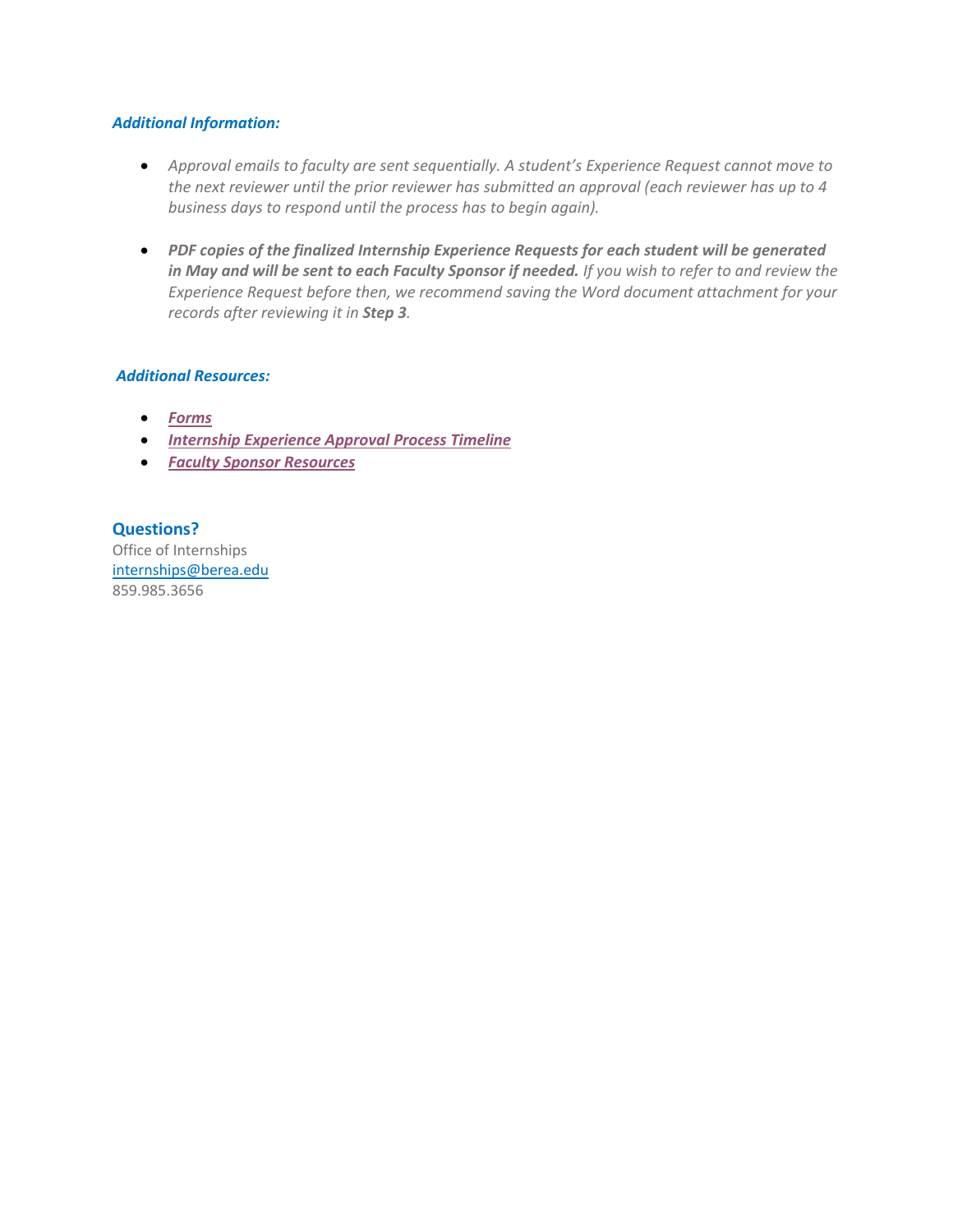### *Additional Information:*

- *Approval emails to faculty are sent sequentially. A student's Experience Request cannot move to the next reviewer until the prior reviewer has submitted an approval (each reviewer has up to 4 business days to respond until the process has to begin again).*

- ***PDF copies of the finalized Internship Experience Requests for each student will be generated in May and will be sent to each Faculty Sponsor if needed.*** *If you wish to refer to and review the Experience Request before then, we recommend saving the Word document attachment for your records after reviewing it in* ***Step 3****.*

### *Additional Resources:*

- ***Forms***
- ***Internship Experience Approval Process Timeline***
- ***Faculty Sponsor Resources***

### Questions?

Office of Internships
internships@berea.edu
859.985.3656